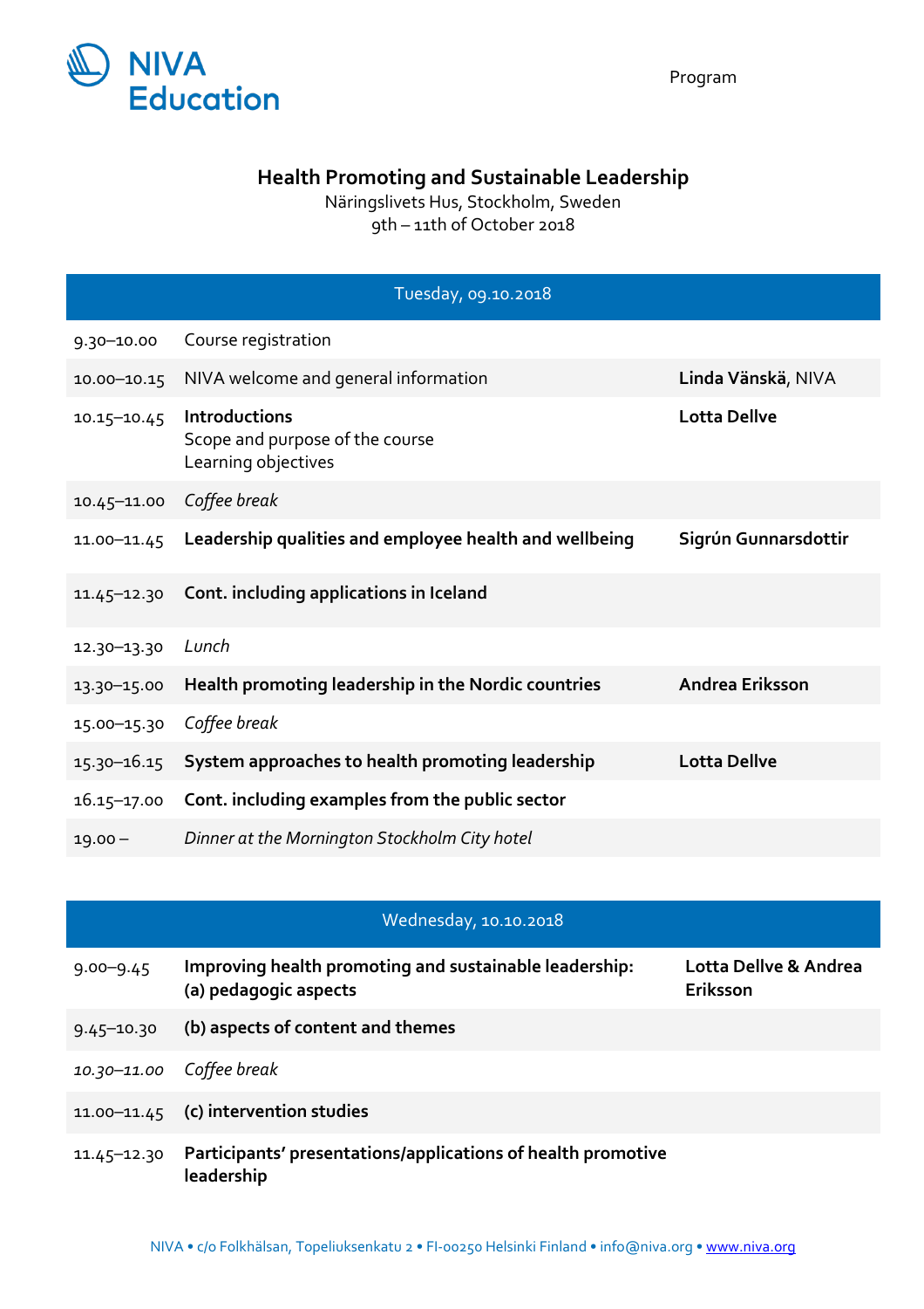NIVA Education

Program

# Health Promoting and Sustainable Leadership

Näringslivets Hus, Stockholm, Sweden
9th – 11th of October 2018

| Tuesday, 09.10.2018 | | |
|---|---|---|
| 9.30–10.00 | Course registration | |
| 10.00–10.15 | NIVA welcome and general information | **Linda Vänskä**, NIVA |
| 10.15–10.45 | **Introductions**<br>Scope and purpose of the course<br>Learning objectives | **Lotta Dellve** |
| 10.45–11.00 | *Coffee break* | |
| 11.00–11.45 | **Leadership qualities and employee health and wellbeing** | **Sigrún Gunnarsdottir** |
| 11.45–12.30 | **Cont. including applications in Iceland** | |
| 12.30–13.30 | *Lunch* | |
| 13.30–15.00 | **Health promoting leadership in the Nordic countries** | **Andrea Eriksson** |
| 15.00–15.30 | *Coffee break* | |
| 15.30–16.15 | **System approaches to health promoting leadership** | **Lotta Dellve** |
| 16.15–17.00 | **Cont. including examples from the public sector** | |
| 19.00 – | *Dinner at the Mornington Stockholm City hotel* | |

| Wednesday, 10.10.2018 | | |
|---|---|---|
| 9.00–9.45 | **Improving health promoting and sustainable leadership:**<br>**(a) pedagogic aspects** | **Lotta Dellve & Andrea Eriksson** |
| 9.45–10.30 | **(b) aspects of content and themes** | |
| *10.30–11.00* | *Coffee break* | |
| 11.00–11.45 | **(c) intervention studies** | |
| 11.45–12.30 | **Participants' presentations/applications of health promotive leadership** | |

NIVA • c/o Folkhälsan, Topeliuksenkatu 2 • FI-00250 Helsinki Finland • info@niva.org • www.niva.org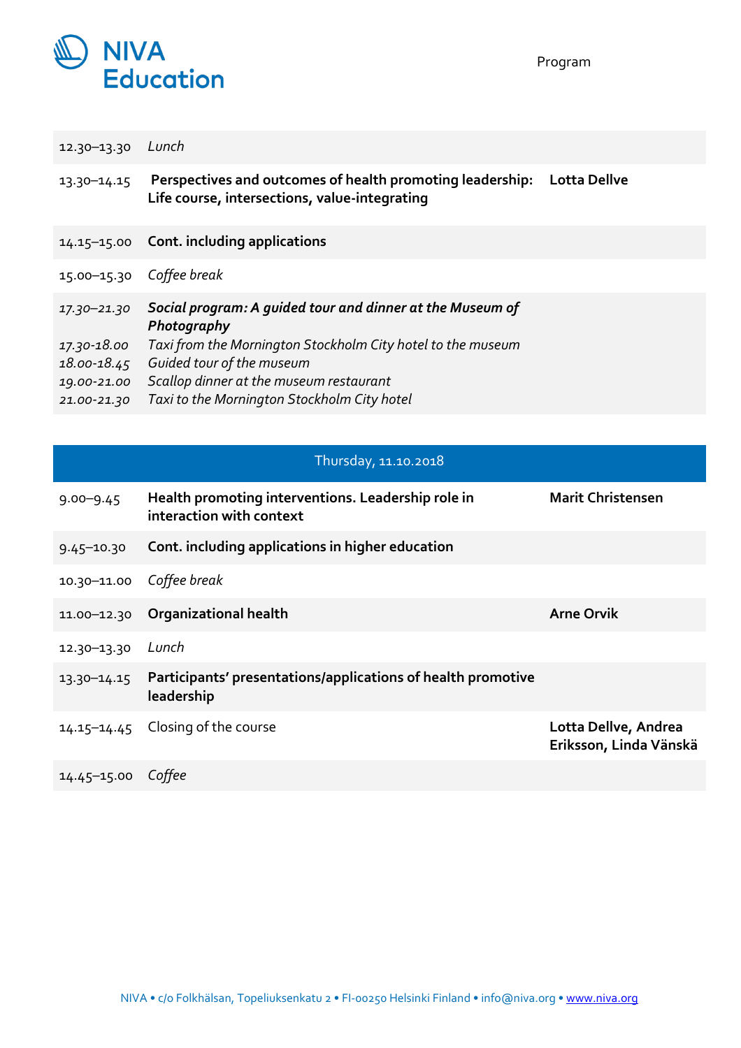Program

| | | |
|---|---|---|
| 12.30–13.30 | *Lunch* | |
| 13.30–14.15 | **Perspectives and outcomes of health promoting leadership: Life course, intersections, value-integrating** | **Lotta Dellve** |
| 14.15–15.00 | **Cont. including applications** | |
| 15.00–15.30 | *Coffee break* | |
| *17.30–21.30* | ***Social program: A guided tour and dinner at the Museum of Photography*** | |
| *17.30-18.00* | *Taxi from the Mornington Stockholm City hotel to the museum* | |
| *18.00-18.45* | *Guided tour of the museum* | |
| *19.00-21.00* | *Scallop dinner at the museum restaurant* | |
| *21.00-21.30* | *Taxi to the Mornington Stockholm City hotel* | |

## Thursday, 11.10.2018

| | | |
|---|---|---|
| 9.00–9.45 | **Health promoting interventions. Leadership role in interaction with context** | **Marit Christensen** |
| 9.45–10.30 | **Cont. including applications in higher education** | |
| 10.30–11.00 | *Coffee break* | |
| 11.00–12.30 | **Organizational health** | **Arne Orvik** |
| 12.30–13.30 | *Lunch* | |
| 13.30–14.15 | **Participants' presentations/applications of health promotive leadership** | |
| 14.15–14.45 | Closing of the course | **Lotta Dellve, Andrea Eriksson, Linda Vänskä** |
| 14.45–15.00 | *Coffee* | |